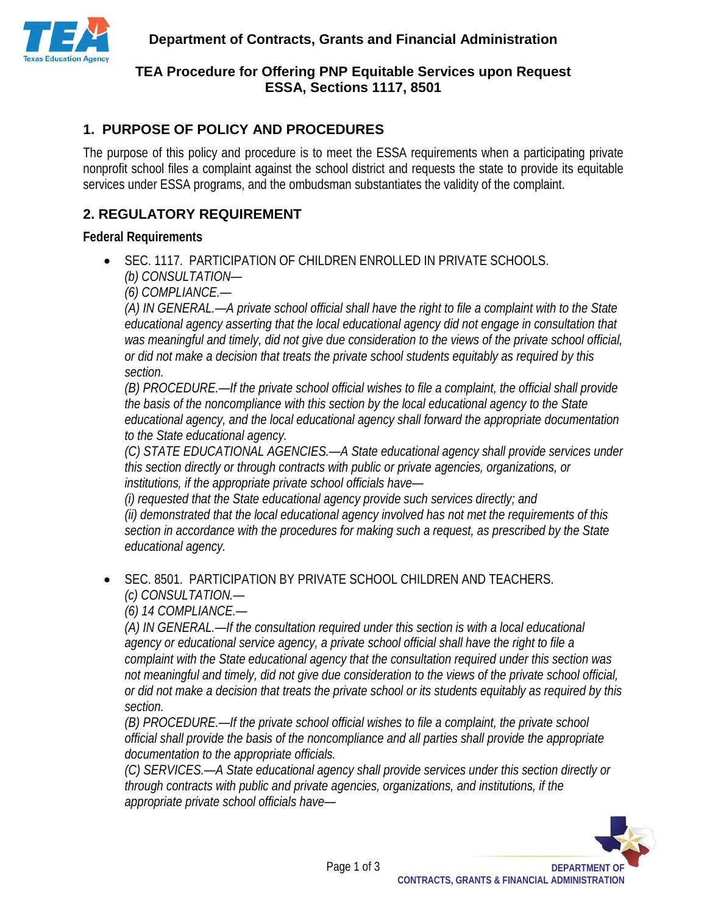**Department of Contracts, Grants and Financial Administration**

# TEA Procedure for Offering PNP Equitable Services upon Request
# ESSA, Sections 1117, 8501

## 1. PURPOSE OF POLICY AND PROCEDURES

The purpose of this policy and procedure is to meet the ESSA requirements when a participating private nonprofit school files a complaint against the school district and requests the state to provide its equitable services under ESSA programs, and the ombudsman substantiates the validity of the complaint.

## 2. REGULATORY REQUIREMENT

**Federal Requirements**

- SEC. 1117. PARTICIPATION OF CHILDREN ENROLLED IN PRIVATE SCHOOLS.
  *(b) CONSULTATION—*
  *(6) COMPLIANCE.—*
  *(A) IN GENERAL.—A private school official shall have the right to file a complaint with to the State educational agency asserting that the local educational agency did not engage in consultation that was meaningful and timely, did not give due consideration to the views of the private school official, or did not make a decision that treats the private school students equitably as required by this section.*
  *(B) PROCEDURE.—If the private school official wishes to file a complaint, the official shall provide the basis of the noncompliance with this section by the local educational agency to the State educational agency, and the local educational agency shall forward the appropriate documentation to the State educational agency.*
  *(C) STATE EDUCATIONAL AGENCIES.—A State educational agency shall provide services under this section directly or through contracts with public or private agencies, organizations, or institutions, if the appropriate private school officials have—*
  *(i) requested that the State educational agency provide such services directly; and*
  *(ii) demonstrated that the local educational agency involved has not met the requirements of this section in accordance with the procedures for making such a request, as prescribed by the State educational agency.*

- SEC. 8501. PARTICIPATION BY PRIVATE SCHOOL CHILDREN AND TEACHERS.
  *(c) CONSULTATION.—*
  *(6) 14 COMPLIANCE.—*
  *(A) IN GENERAL.—If the consultation required under this section is with a local educational agency or educational service agency, a private school official shall have the right to file a complaint with the State educational agency that the consultation required under this section was not meaningful and timely, did not give due consideration to the views of the private school official, or did not make a decision that treats the private school or its students equitably as required by this section.*
  *(B) PROCEDURE.—If the private school official wishes to file a complaint, the private school official shall provide the basis of the noncompliance and all parties shall provide the appropriate documentation to the appropriate officials.*
  *(C) SERVICES.—A State educational agency shall provide services under this section directly or through contracts with public and private agencies, organizations, and institutions, if the appropriate private school officials have—*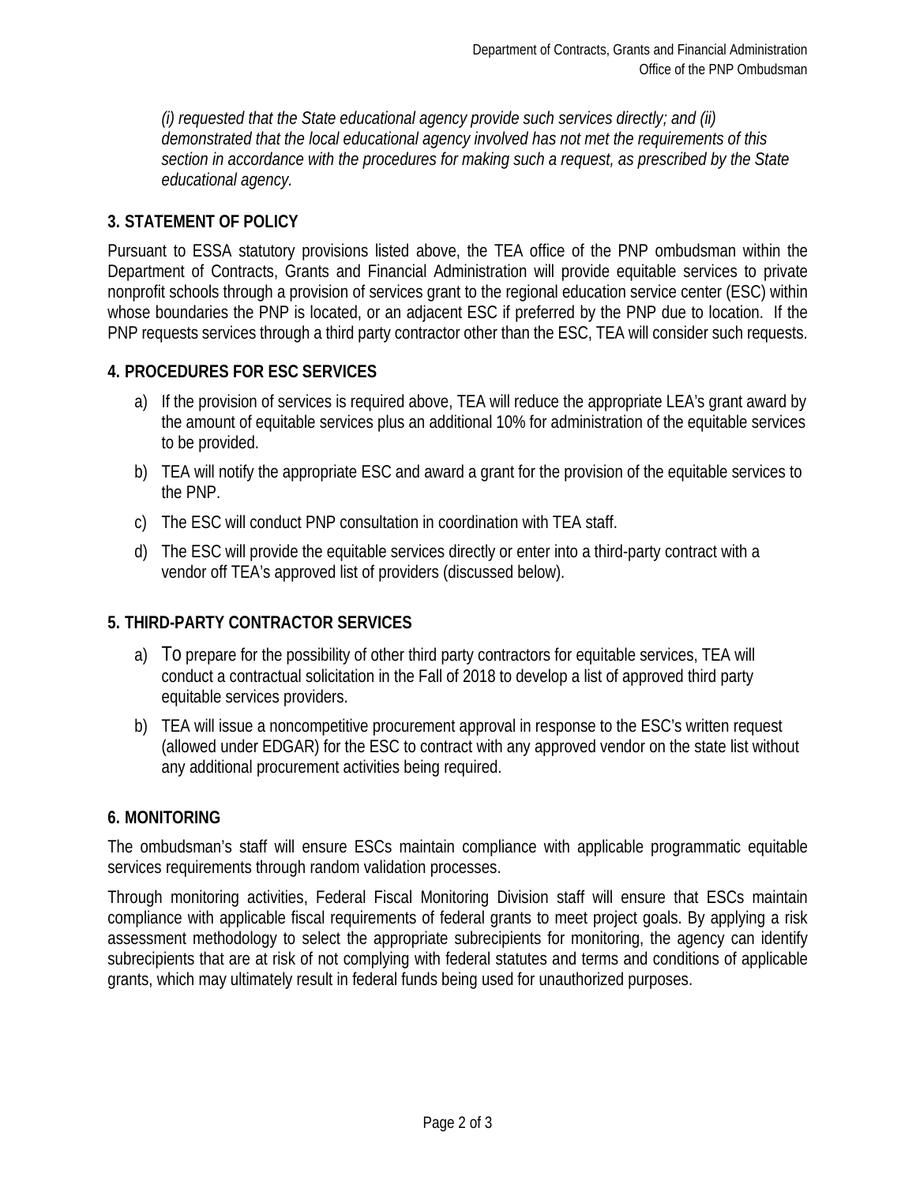*(i) requested that the State educational agency provide such services directly; and (ii) demonstrated that the local educational agency involved has not met the requirements of this section in accordance with the procedures for making such a request, as prescribed by the State educational agency.*

## 3. STATEMENT OF POLICY

Pursuant to ESSA statutory provisions listed above, the TEA office of the PNP ombudsman within the Department of Contracts, Grants and Financial Administration will provide equitable services to private nonprofit schools through a provision of services grant to the regional education service center (ESC) within whose boundaries the PNP is located, or an adjacent ESC if preferred by the PNP due to location. If the PNP requests services through a third party contractor other than the ESC, TEA will consider such requests.

## 4. PROCEDURES FOR ESC SERVICES

a) If the provision of services is required above, TEA will reduce the appropriate LEA's grant award by the amount of equitable services plus an additional 10% for administration of the equitable services to be provided.

b) TEA will notify the appropriate ESC and award a grant for the provision of the equitable services to the PNP.

c) The ESC will conduct PNP consultation in coordination with TEA staff.

d) The ESC will provide the equitable services directly or enter into a third-party contract with a vendor off TEA's approved list of providers (discussed below).

## 5. THIRD-PARTY CONTRACTOR SERVICES

a) To prepare for the possibility of other third party contractors for equitable services, TEA will conduct a contractual solicitation in the Fall of 2018 to develop a list of approved third party equitable services providers.

b) TEA will issue a noncompetitive procurement approval in response to the ESC's written request (allowed under EDGAR) for the ESC to contract with any approved vendor on the state list without any additional procurement activities being required.

## 6. MONITORING

The ombudsman's staff will ensure ESCs maintain compliance with applicable programmatic equitable services requirements through random validation processes.

Through monitoring activities, Federal Fiscal Monitoring Division staff will ensure that ESCs maintain compliance with applicable fiscal requirements of federal grants to meet project goals. By applying a risk assessment methodology to select the appropriate subrecipients for monitoring, the agency can identify subrecipients that are at risk of not complying with federal statutes and terms and conditions of applicable grants, which may ultimately result in federal funds being used for unauthorized purposes.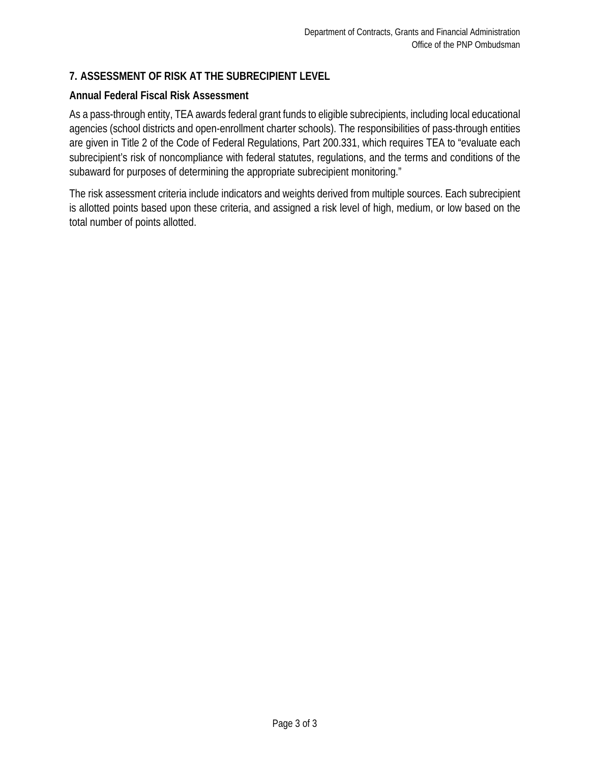## 7. ASSESSMENT OF RISK AT THE SUBRECIPIENT LEVEL

### Annual Federal Fiscal Risk Assessment

As a pass-through entity, TEA awards federal grant funds to eligible subrecipients, including local educational agencies (school districts and open-enrollment charter schools). The responsibilities of pass-through entities are given in Title 2 of the Code of Federal Regulations, Part 200.331, which requires TEA to "evaluate each subrecipient's risk of noncompliance with federal statutes, regulations, and the terms and conditions of the subaward for purposes of determining the appropriate subrecipient monitoring."

The risk assessment criteria include indicators and weights derived from multiple sources. Each subrecipient is allotted points based upon these criteria, and assigned a risk level of high, medium, or low based on the total number of points allotted.